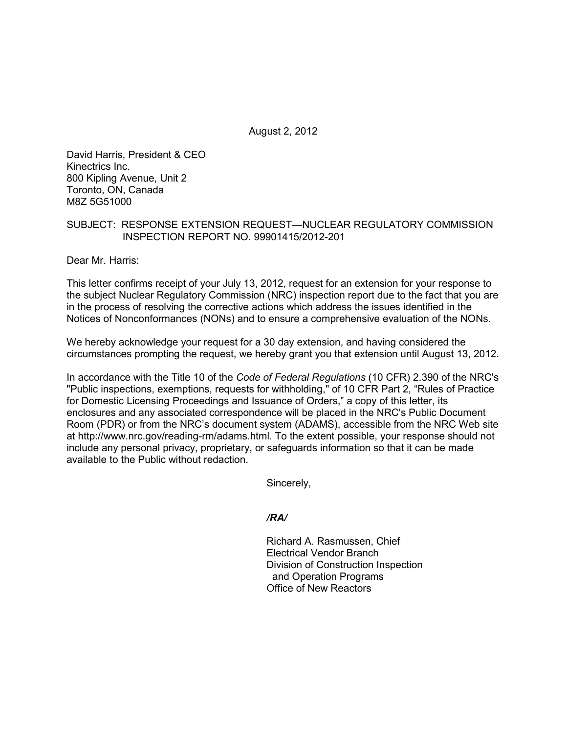August 2, 2012

David Harris, President & CEO
Kinectrics Inc.
800 Kipling Avenue, Unit 2
Toronto, ON, Canada
M8Z 5G51000

SUBJECT: RESPONSE EXTENSION REQUEST—NUCLEAR REGULATORY COMMISSION INSPECTION REPORT NO. 99901415/2012-201

Dear Mr. Harris:

This letter confirms receipt of your July 13, 2012, request for an extension for your response to the subject Nuclear Regulatory Commission (NRC) inspection report due to the fact that you are in the process of resolving the corrective actions which address the issues identified in the Notices of Nonconformances (NONs) and to ensure a comprehensive evaluation of the NONs.

We hereby acknowledge your request for a 30 day extension, and having considered the circumstances prompting the request, we hereby grant you that extension until August 13, 2012.

In accordance with the Title 10 of the *Code of Federal Regulations* (10 CFR) 2.390 of the NRC's "Public inspections, exemptions, requests for withholding," of 10 CFR Part 2, "Rules of Practice for Domestic Licensing Proceedings and Issuance of Orders," a copy of this letter, its enclosures and any associated correspondence will be placed in the NRC's Public Document Room (PDR) or from the NRC's document system (ADAMS), accessible from the NRC Web site at http://www.nrc.gov/reading-rm/adams.html. To the extent possible, your response should not include any personal privacy, proprietary, or safeguards information so that it can be made available to the Public without redaction.

Sincerely,

*/RA/*

Richard A. Rasmussen, Chief
Electrical Vendor Branch
Division of Construction Inspection
and Operation Programs
Office of New Reactors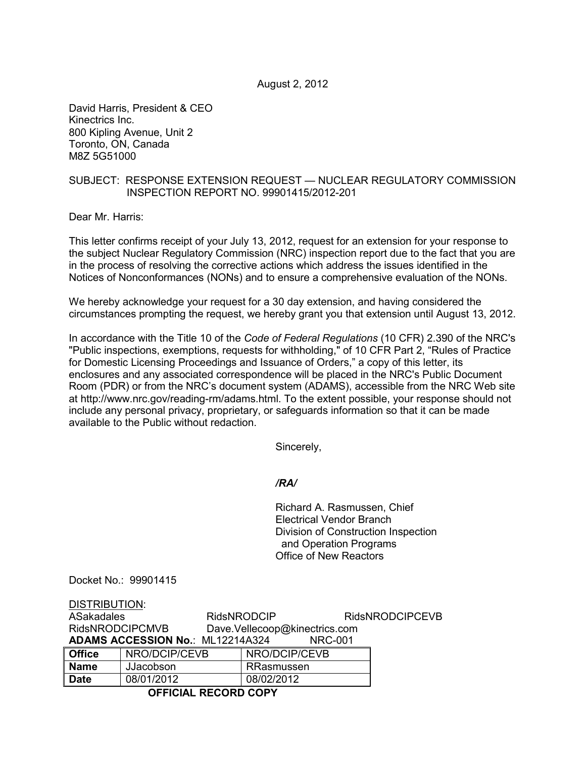August 2, 2012

David Harris, President & CEO
Kinectrics Inc.
800 Kipling Avenue, Unit 2
Toronto, ON, Canada
M8Z 5G51000

SUBJECT: RESPONSE EXTENSION REQUEST — NUCLEAR REGULATORY COMMISSION INSPECTION REPORT NO. 99901415/2012-201

Dear Mr. Harris:

This letter confirms receipt of your July 13, 2012, request for an extension for your response to the subject Nuclear Regulatory Commission (NRC) inspection report due to the fact that you are in the process of resolving the corrective actions which address the issues identified in the Notices of Nonconformances (NONs) and to ensure a comprehensive evaluation of the NONs.

We hereby acknowledge your request for a 30 day extension, and having considered the circumstances prompting the request, we hereby grant you that extension until August 13, 2012.

In accordance with the Title 10 of the *Code of Federal Regulations* (10 CFR) 2.390 of the NRC's "Public inspections, exemptions, requests for withholding," of 10 CFR Part 2, "Rules of Practice for Domestic Licensing Proceedings and Issuance of Orders," a copy of this letter, its enclosures and any associated correspondence will be placed in the NRC's Public Document Room (PDR) or from the NRC's document system (ADAMS), accessible from the NRC Web site at http://www.nrc.gov/reading-rm/adams.html. To the extent possible, your response should not include any personal privacy, proprietary, or safeguards information so that it can be made available to the Public without redaction.

Sincerely,

*/RA/*

Richard A. Rasmussen, Chief
Electrical Vendor Branch
Division of Construction Inspection
and Operation Programs
Office of New Reactors

Docket No.: 99901415

DISTRIBUTION:
ASakadales RidsNRODCIP RidsNRODCIPCEVB
RidsNRODCIPCMVB Dave.Vellecoop@kinectrics.com

**ADAMS ACCESSION No.**: ML12214A324 NRC-001

| **Office** | NRO/DCIP/CEVB | NRO/DCIP/CEVB |
|---|---|---|
| **Name** | JJacobson | RRasmussen |
| **Date** | 08/01/2012 | 08/02/2012 |

**OFFICIAL RECORD COPY**